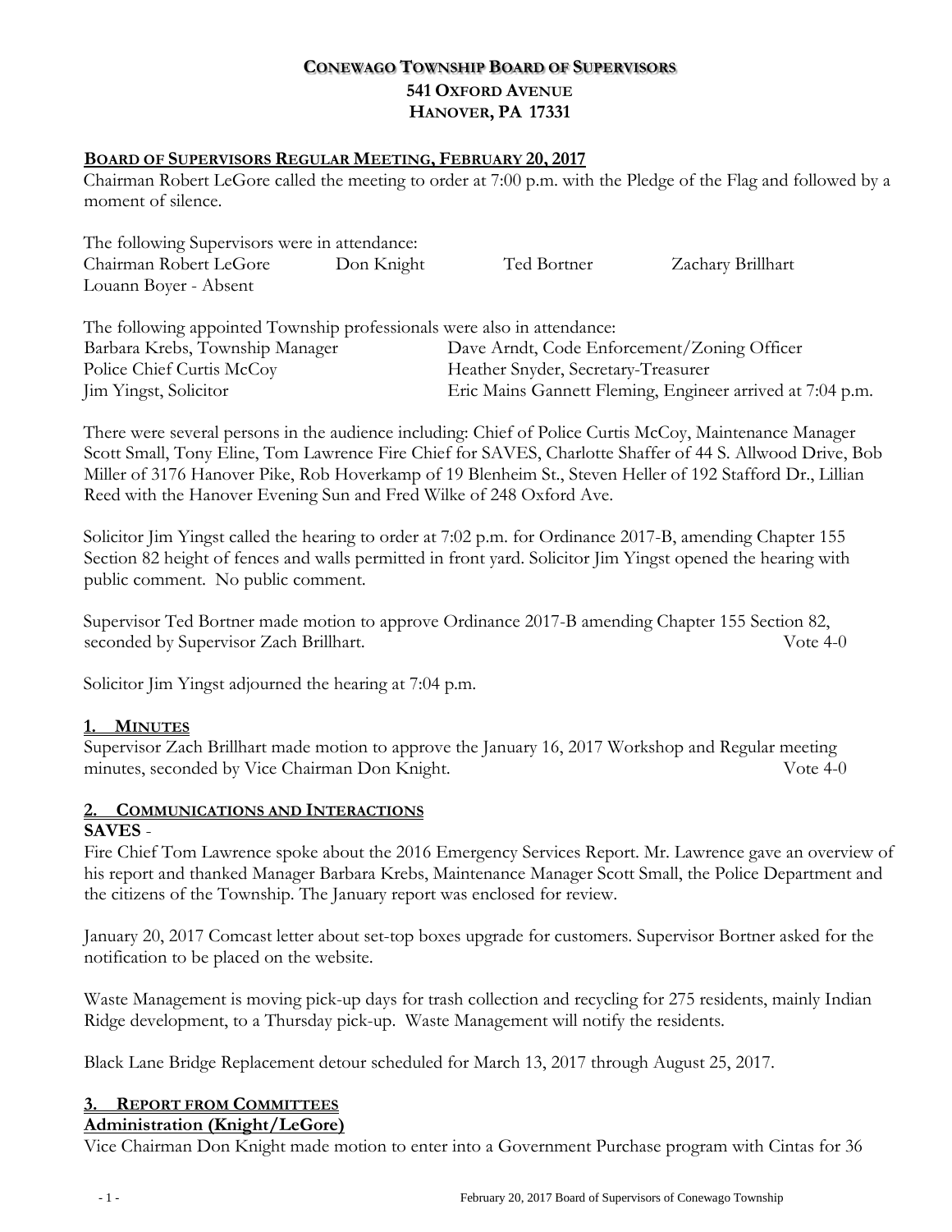# CONEWAGO TOWNSHIP BOARD OF SUPERVISORS
## 541 OXFORD AVENUE
## HANOVER, PA 17331

**BOARD OF SUPERVISORS REGULAR MEETING, FEBRUARY 20, 2017**

Chairman Robert LeGore called the meeting to order at 7:00 p.m. with the Pledge of the Flag and followed by a moment of silence.

The following Supervisors were in attendance:

| | | | |
|---|---|---|---|
| Chairman Robert LeGore | Don Knight | Ted Bortner | Zachary Brillhart |
| Louann Boyer - Absent | | | |

The following appointed Township professionals were also in attendance:

| | |
|---|---|
| Barbara Krebs, Township Manager | Dave Arndt, Code Enforcement/Zoning Officer |
| Police Chief Curtis McCoy | Heather Snyder, Secretary-Treasurer |
| Jim Yingst, Solicitor | Eric Mains Gannett Fleming, Engineer arrived at 7:04 p.m. |

There were several persons in the audience including: Chief of Police Curtis McCoy, Maintenance Manager Scott Small, Tony Eline, Tom Lawrence Fire Chief for SAVES, Charlotte Shaffer of 44 S. Allwood Drive, Bob Miller of 3176 Hanover Pike, Rob Hoverkamp of 19 Blenheim St., Steven Heller of 192 Stafford Dr., Lillian Reed with the Hanover Evening Sun and Fred Wilke of 248 Oxford Ave.

Solicitor Jim Yingst called the hearing to order at 7:02 p.m. for Ordinance 2017-B, amending Chapter 155 Section 82 height of fences and walls permitted in front yard. Solicitor Jim Yingst opened the hearing with public comment. No public comment.

Supervisor Ted Bortner made motion to approve Ordinance 2017-B amending Chapter 155 Section 82, seconded by Supervisor Zach Brillhart. Vote 4-0

Solicitor Jim Yingst adjourned the hearing at 7:04 p.m.

**1. MINUTES**

Supervisor Zach Brillhart made motion to approve the January 16, 2017 Workshop and Regular meeting minutes, seconded by Vice Chairman Don Knight. Vote 4-0

**2. COMMUNICATIONS AND INTERACTIONS**

**SAVES** -

Fire Chief Tom Lawrence spoke about the 2016 Emergency Services Report. Mr. Lawrence gave an overview of his report and thanked Manager Barbara Krebs, Maintenance Manager Scott Small, the Police Department and the citizens of the Township. The January report was enclosed for review.

January 20, 2017 Comcast letter about set-top boxes upgrade for customers. Supervisor Bortner asked for the notification to be placed on the website.

Waste Management is moving pick-up days for trash collection and recycling for 275 residents, mainly Indian Ridge development, to a Thursday pick-up. Waste Management will notify the residents.

Black Lane Bridge Replacement detour scheduled for March 13, 2017 through August 25, 2017.

**3. REPORT FROM COMMITTEES**

**Administration (Knight/LeGore)**

Vice Chairman Don Knight made motion to enter into a Government Purchase program with Cintas for 36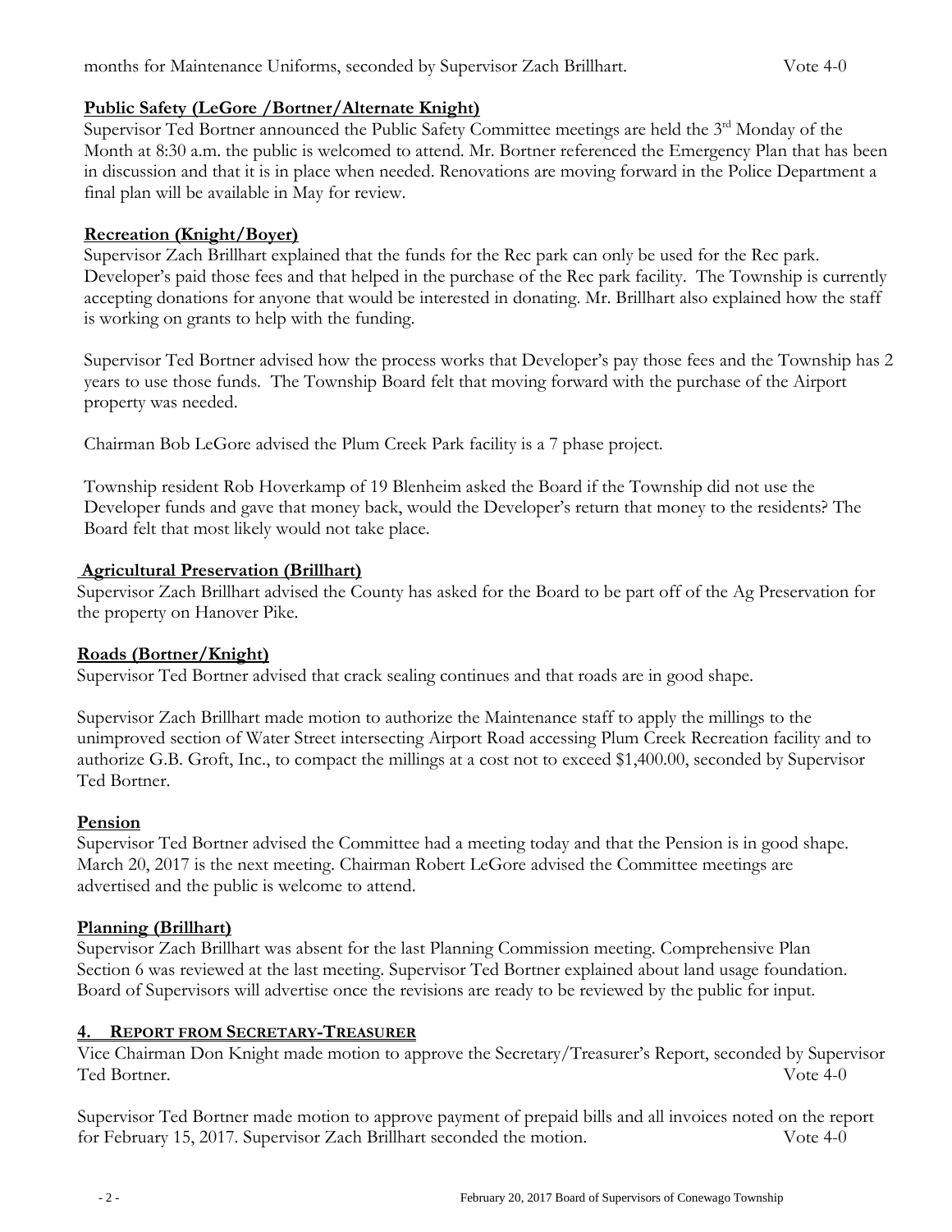months for Maintenance Uniforms, seconded by Supervisor Zach Brillhart. Vote 4-0

**Public Safety (LeGore /Bortner/Alternate Knight)**

Supervisor Ted Bortner announced the Public Safety Committee meetings are held the 3rd Monday of the Month at 8:30 a.m. the public is welcomed to attend. Mr. Bortner referenced the Emergency Plan that has been in discussion and that it is in place when needed. Renovations are moving forward in the Police Department a final plan will be available in May for review.

**Recreation (Knight/Boyer)**

Supervisor Zach Brillhart explained that the funds for the Rec park can only be used for the Rec park. Developer's paid those fees and that helped in the purchase of the Rec park facility. The Township is currently accepting donations for anyone that would be interested in donating. Mr. Brillhart also explained how the staff is working on grants to help with the funding.

Supervisor Ted Bortner advised how the process works that Developer's pay those fees and the Township has 2 years to use those funds. The Township Board felt that moving forward with the purchase of the Airport property was needed.

Chairman Bob LeGore advised the Plum Creek Park facility is a 7 phase project.

Township resident Rob Hoverkamp of 19 Blenheim asked the Board if the Township did not use the Developer funds and gave that money back, would the Developer's return that money to the residents? The Board felt that most likely would not take place.

**Agricultural Preservation (Brillhart)**

Supervisor Zach Brillhart advised the County has asked for the Board to be part off of the Ag Preservation for the property on Hanover Pike.

**Roads (Bortner/Knight)**

Supervisor Ted Bortner advised that crack sealing continues and that roads are in good shape.

Supervisor Zach Brillhart made motion to authorize the Maintenance staff to apply the millings to the unimproved section of Water Street intersecting Airport Road accessing Plum Creek Recreation facility and to authorize G.B. Groft, Inc., to compact the millings at a cost not to exceed $1,400.00, seconded by Supervisor Ted Bortner.

**Pension**

Supervisor Ted Bortner advised the Committee had a meeting today and that the Pension is in good shape. March 20, 2017 is the next meeting. Chairman Robert LeGore advised the Committee meetings are advertised and the public is welcome to attend.

**Planning (Brillhart)**

Supervisor Zach Brillhart was absent for the last Planning Commission meeting. Comprehensive Plan Section 6 was reviewed at the last meeting. Supervisor Ted Bortner explained about land usage foundation. Board of Supervisors will advertise once the revisions are ready to be reviewed by the public for input.

**4. REPORT FROM SECRETARY-TREASURER**

Vice Chairman Don Knight made motion to approve the Secretary/Treasurer's Report, seconded by Supervisor Ted Bortner. Vote 4-0

Supervisor Ted Bortner made motion to approve payment of prepaid bills and all invoices noted on the report for February 15, 2017. Supervisor Zach Brillhart seconded the motion. Vote 4-0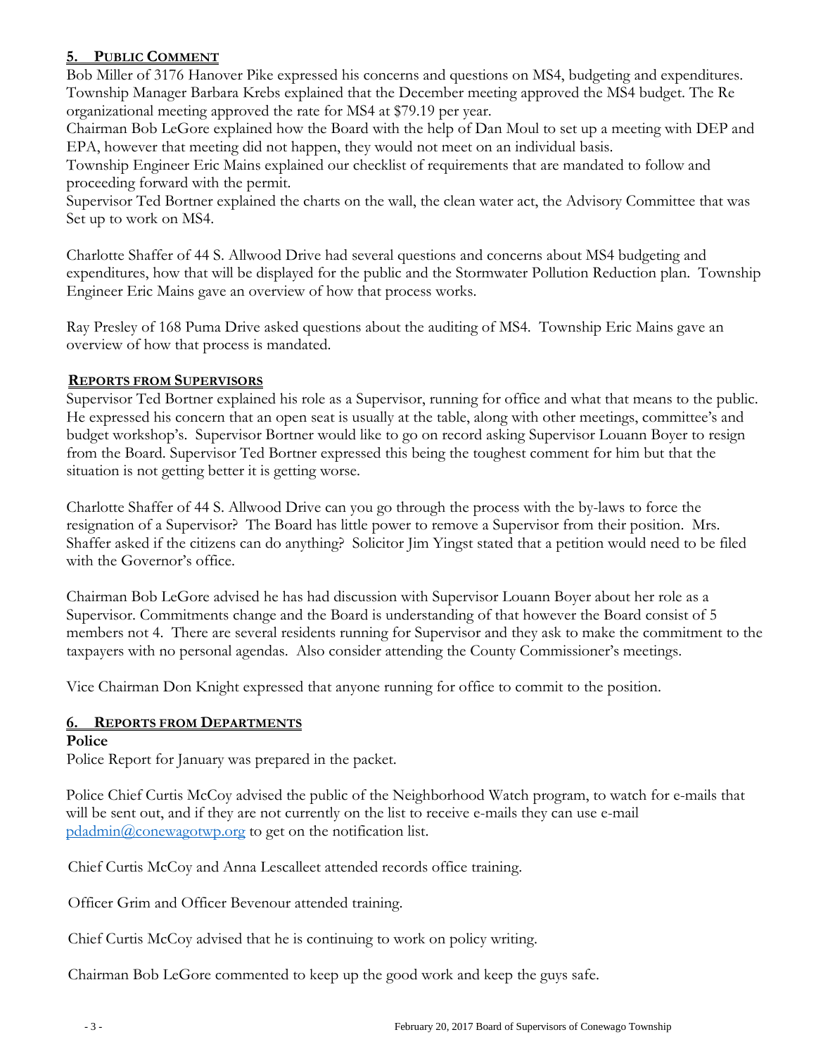## 5. PUBLIC COMMENT

Bob Miller of 3176 Hanover Pike expressed his concerns and questions on MS4, budgeting and expenditures. Township Manager Barbara Krebs explained that the December meeting approved the MS4 budget. The Re organizational meeting approved the rate for MS4 at $79.19 per year.

Chairman Bob LeGore explained how the Board with the help of Dan Moul to set up a meeting with DEP and EPA, however that meeting did not happen, they would not meet on an individual basis.

Township Engineer Eric Mains explained our checklist of requirements that are mandated to follow and proceeding forward with the permit.

Supervisor Ted Bortner explained the charts on the wall, the clean water act, the Advisory Committee that was Set up to work on MS4.

Charlotte Shaffer of 44 S. Allwood Drive had several questions and concerns about MS4 budgeting and expenditures, how that will be displayed for the public and the Stormwater Pollution Reduction plan. Township Engineer Eric Mains gave an overview of how that process works.

Ray Presley of 168 Puma Drive asked questions about the auditing of MS4. Township Eric Mains gave an overview of how that process is mandated.

### REPORTS FROM SUPERVISORS

Supervisor Ted Bortner explained his role as a Supervisor, running for office and what that means to the public. He expressed his concern that an open seat is usually at the table, along with other meetings, committee's and budget workshop's. Supervisor Bortner would like to go on record asking Supervisor Louann Boyer to resign from the Board. Supervisor Ted Bortner expressed this being the toughest comment for him but that the situation is not getting better it is getting worse.

Charlotte Shaffer of 44 S. Allwood Drive can you go through the process with the by-laws to force the resignation of a Supervisor? The Board has little power to remove a Supervisor from their position. Mrs. Shaffer asked if the citizens can do anything? Solicitor Jim Yingst stated that a petition would need to be filed with the Governor's office.

Chairman Bob LeGore advised he has had discussion with Supervisor Louann Boyer about her role as a Supervisor. Commitments change and the Board is understanding of that however the Board consist of 5 members not 4. There are several residents running for Supervisor and they ask to make the commitment to the taxpayers with no personal agendas. Also consider attending the County Commissioner's meetings.

Vice Chairman Don Knight expressed that anyone running for office to commit to the position.

## 6. REPORTS FROM DEPARTMENTS

**Police**

Police Report for January was prepared in the packet.

Police Chief Curtis McCoy advised the public of the Neighborhood Watch program, to watch for e-mails that will be sent out, and if they are not currently on the list to receive e-mails they can use e-mail pdadmin@conewagotwp.org to get on the notification list.

Chief Curtis McCoy and Anna Lescalleet attended records office training.

Officer Grim and Officer Bevenour attended training.

Chief Curtis McCoy advised that he is continuing to work on policy writing.

Chairman Bob LeGore commented to keep up the good work and keep the guys safe.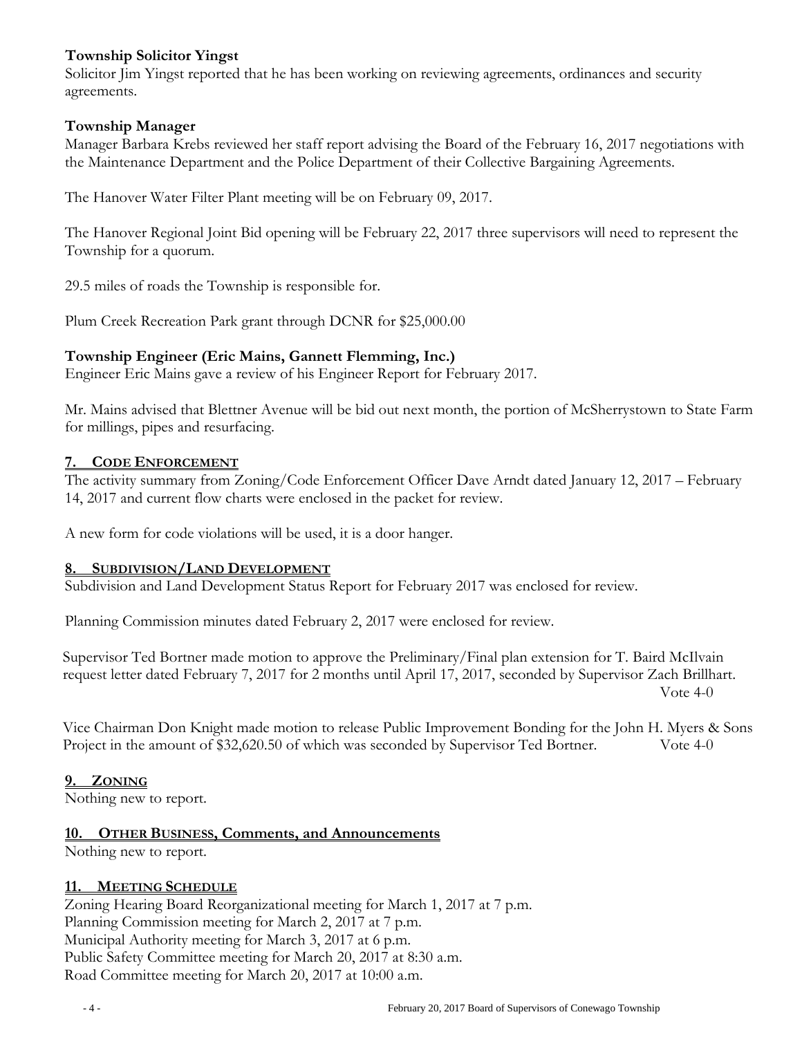**Township Solicitor Yingst**

Solicitor Jim Yingst reported that he has been working on reviewing agreements, ordinances and security agreements.

**Township Manager**

Manager Barbara Krebs reviewed her staff report advising the Board of the February 16, 2017 negotiations with the Maintenance Department and the Police Department of their Collective Bargaining Agreements.

The Hanover Water Filter Plant meeting will be on February 09, 2017.

The Hanover Regional Joint Bid opening will be February 22, 2017 three supervisors will need to represent the Township for a quorum.

29.5 miles of roads the Township is responsible for.

Plum Creek Recreation Park grant through DCNR for $25,000.00

**Township Engineer (Eric Mains, Gannett Flemming, Inc.)**

Engineer Eric Mains gave a review of his Engineer Report for February 2017.

Mr. Mains advised that Blettner Avenue will be bid out next month, the portion of McSherrystown to State Farm for millings, pipes and resurfacing.

## 7. CODE ENFORCEMENT

The activity summary from Zoning/Code Enforcement Officer Dave Arndt dated January 12, 2017 – February 14, 2017 and current flow charts were enclosed in the packet for review.

A new form for code violations will be used, it is a door hanger.

## 8. SUBDIVISION/LAND DEVELOPMENT

Subdivision and Land Development Status Report for February 2017 was enclosed for review.

Planning Commission minutes dated February 2, 2017 were enclosed for review.

Supervisor Ted Bortner made motion to approve the Preliminary/Final plan extension for T. Baird McIlvain request letter dated February 7, 2017 for 2 months until April 17, 2017, seconded by Supervisor Zach Brillhart. Vote 4-0

Vice Chairman Don Knight made motion to release Public Improvement Bonding for the John H. Myers & Sons Project in the amount of $32,620.50 of which was seconded by Supervisor Ted Bortner. Vote 4-0

## 9. ZONING

Nothing new to report.

## 10. OTHER BUSINESS, Comments, and Announcements

Nothing new to report.

## 11. MEETING SCHEDULE

Zoning Hearing Board Reorganizational meeting for March 1, 2017 at 7 p.m.
Planning Commission meeting for March 2, 2017 at 7 p.m.
Municipal Authority meeting for March 3, 2017 at 6 p.m.
Public Safety Committee meeting for March 20, 2017 at 8:30 a.m.
Road Committee meeting for March 20, 2017 at 10:00 a.m.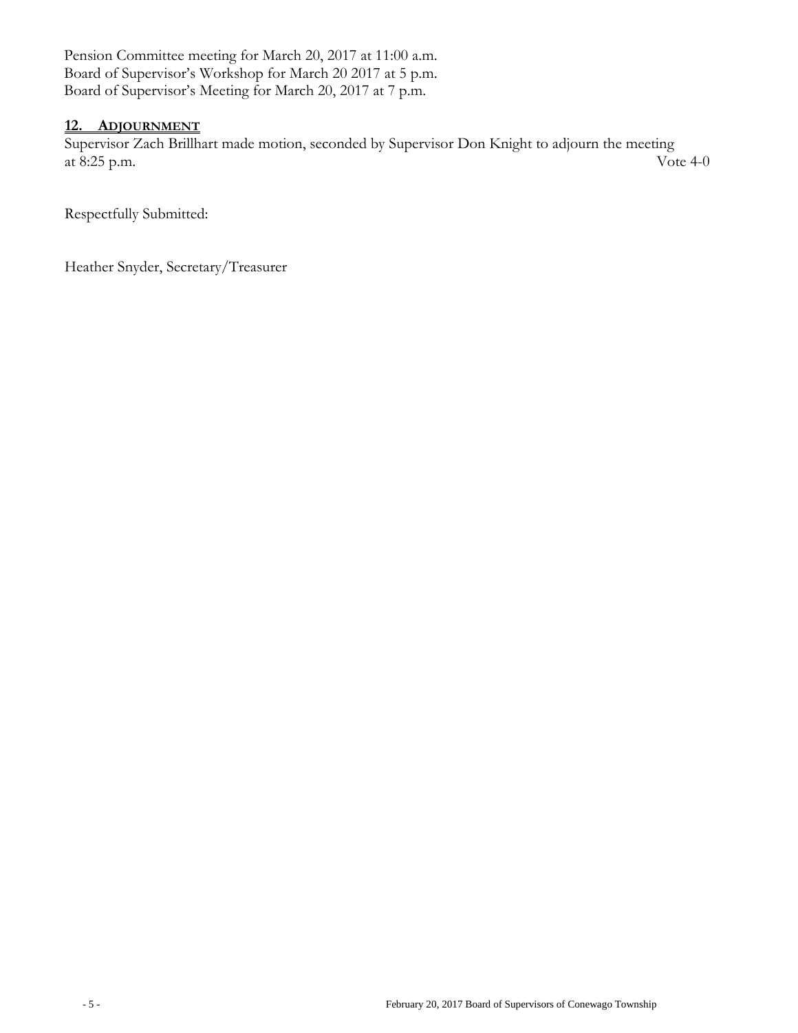Pension Committee meeting for March 20, 2017 at 11:00 a.m.
Board of Supervisor's Workshop for March 20 2017 at 5 p.m.
Board of Supervisor's Meeting for March 20, 2017 at 7 p.m.

## 12. ADJOURNMENT

Supervisor Zach Brillhart made motion, seconded by Supervisor Don Knight to adjourn the meeting at 8:25 p.m. Vote 4-0

Respectfully Submitted:

Heather Snyder, Secretary/Treasurer